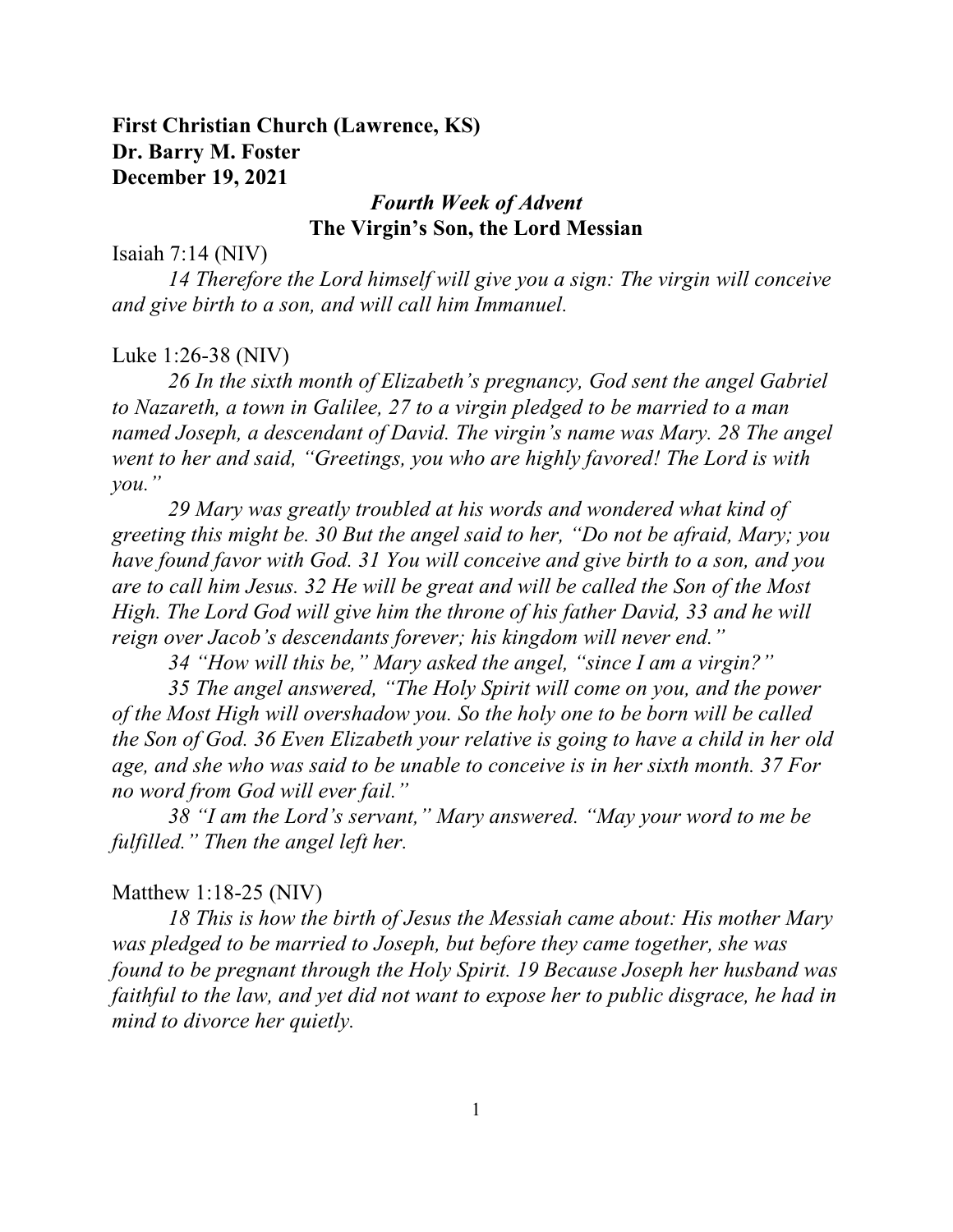**First Christian Church (Lawrence, KS)**
**Dr. Barry M. Foster**
**December 19, 2021**

## *Fourth Week of Advent*
## The Virgin's Son, the Lord Messian

Isaiah 7:14 (NIV)

*14 Therefore the Lord himself will give you a sign: The virgin will conceive and give birth to a son, and will call him Immanuel.*

Luke 1:26-38 (NIV)

*26 In the sixth month of Elizabeth's pregnancy, God sent the angel Gabriel to Nazareth, a town in Galilee, 27 to a virgin pledged to be married to a man named Joseph, a descendant of David. The virgin's name was Mary. 28 The angel went to her and said, "Greetings, you who are highly favored! The Lord is with you."*

*29 Mary was greatly troubled at his words and wondered what kind of greeting this might be. 30 But the angel said to her, "Do not be afraid, Mary; you have found favor with God. 31 You will conceive and give birth to a son, and you are to call him Jesus. 32 He will be great and will be called the Son of the Most High. The Lord God will give him the throne of his father David, 33 and he will reign over Jacob's descendants forever; his kingdom will never end."*

*34 "How will this be," Mary asked the angel, "since I am a virgin?"*

*35 The angel answered, "The Holy Spirit will come on you, and the power of the Most High will overshadow you. So the holy one to be born will be called the Son of God. 36 Even Elizabeth your relative is going to have a child in her old age, and she who was said to be unable to conceive is in her sixth month. 37 For no word from God will ever fail."*

*38 "I am the Lord's servant," Mary answered. "May your word to me be fulfilled." Then the angel left her.*

Matthew 1:18-25 (NIV)

*18 This is how the birth of Jesus the Messiah came about: His mother Mary was pledged to be married to Joseph, but before they came together, she was found to be pregnant through the Holy Spirit. 19 Because Joseph her husband was faithful to the law, and yet did not want to expose her to public disgrace, he had in mind to divorce her quietly.*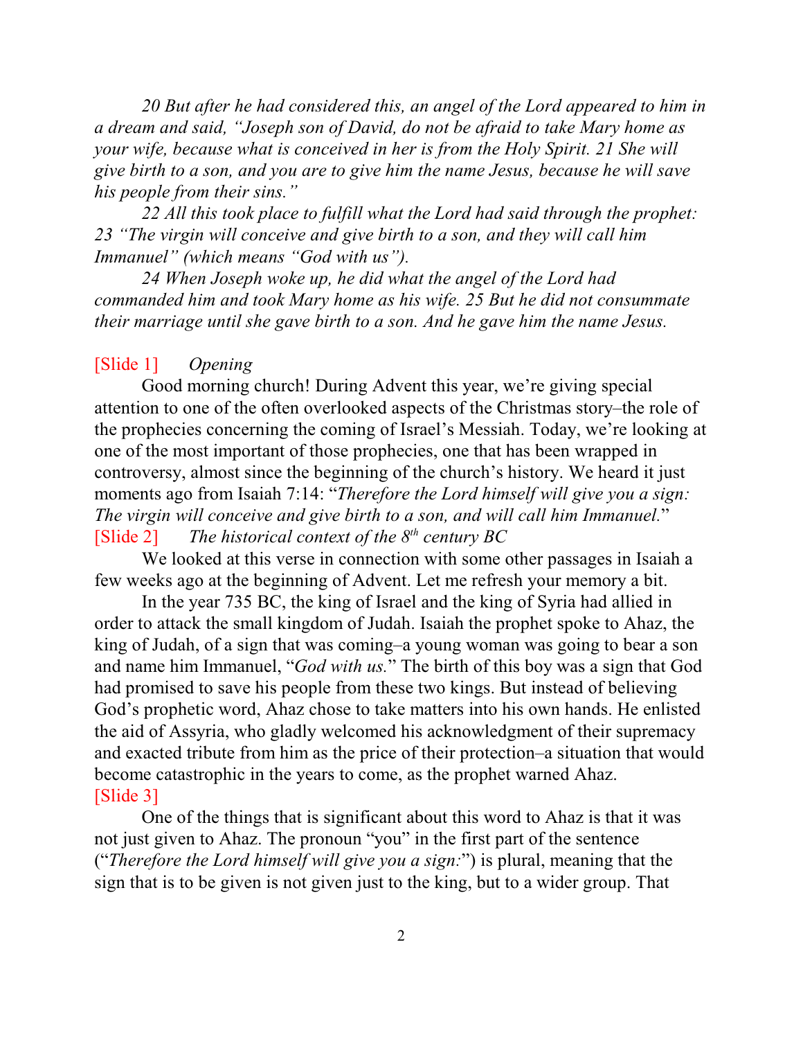*20 But after he had considered this, an angel of the Lord appeared to him in a dream and said, "Joseph son of David, do not be afraid to take Mary home as your wife, because what is conceived in her is from the Holy Spirit. 21 She will give birth to a son, and you are to give him the name Jesus, because he will save his people from their sins."*

*22 All this took place to fulfill what the Lord had said through the prophet: 23 "The virgin will conceive and give birth to a son, and they will call him Immanuel" (which means "God with us").*

*24 When Joseph woke up, he did what the angel of the Lord had commanded him and took Mary home as his wife. 25 But he did not consummate their marriage until she gave birth to a son. And he gave him the name Jesus.*

[Slide 1] *Opening*

Good morning church! During Advent this year, we're giving special attention to one of the often overlooked aspects of the Christmas story–the role of the prophecies concerning the coming of Israel's Messiah. Today, we're looking at one of the most important of those prophecies, one that has been wrapped in controversy, almost since the beginning of the church's history. We heard it just moments ago from Isaiah 7:14: "*Therefore the Lord himself will give you a sign: The virgin will conceive and give birth to a son, and will call him Immanuel.*"

[Slide 2] *The historical context of the 8th century BC*

We looked at this verse in connection with some other passages in Isaiah a few weeks ago at the beginning of Advent. Let me refresh your memory a bit.

In the year 735 BC, the king of Israel and the king of Syria had allied in order to attack the small kingdom of Judah. Isaiah the prophet spoke to Ahaz, the king of Judah, of a sign that was coming–a young woman was going to bear a son and name him Immanuel, "*God with us.*" The birth of this boy was a sign that God had promised to save his people from these two kings. But instead of believing God's prophetic word, Ahaz chose to take matters into his own hands. He enlisted the aid of Assyria, who gladly welcomed his acknowledgment of their supremacy and exacted tribute from him as the price of their protection–a situation that would become catastrophic in the years to come, as the prophet warned Ahaz.

[Slide 3]

One of the things that is significant about this word to Ahaz is that it was not just given to Ahaz. The pronoun "you" in the first part of the sentence ("*Therefore the Lord himself will give you a sign:*") is plural, meaning that the sign that is to be given is not given just to the king, but to a wider group. That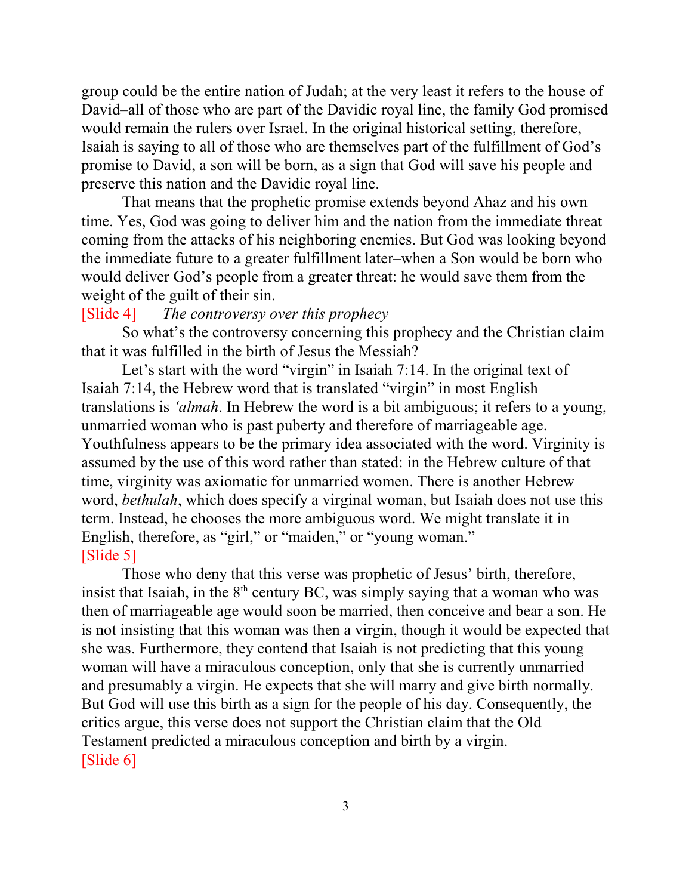group could be the entire nation of Judah; at the very least it refers to the house of David–all of those who are part of the Davidic royal line, the family God promised would remain the rulers over Israel. In the original historical setting, therefore, Isaiah is saying to all of those who are themselves part of the fulfillment of God's promise to David, a son will be born, as a sign that God will save his people and preserve this nation and the Davidic royal line.

That means that the prophetic promise extends beyond Ahaz and his own time. Yes, God was going to deliver him and the nation from the immediate threat coming from the attacks of his neighboring enemies. But God was looking beyond the immediate future to a greater fulfillment later–when a Son would be born who would deliver God's people from a greater threat: he would save them from the weight of the guilt of their sin.

[Slide 4] *The controversy over this prophecy*

So what's the controversy concerning this prophecy and the Christian claim that it was fulfilled in the birth of Jesus the Messiah?

Let's start with the word "virgin" in Isaiah 7:14. In the original text of Isaiah 7:14, the Hebrew word that is translated "virgin" in most English translations is *'almah*. In Hebrew the word is a bit ambiguous; it refers to a young, unmarried woman who is past puberty and therefore of marriageable age. Youthfulness appears to be the primary idea associated with the word. Virginity is assumed by the use of this word rather than stated: in the Hebrew culture of that time, virginity was axiomatic for unmarried women. There is another Hebrew word, *bethulah*, which does specify a virginal woman, but Isaiah does not use this term. Instead, he chooses the more ambiguous word. We might translate it in English, therefore, as "girl," or "maiden," or "young woman."

[Slide 5]

Those who deny that this verse was prophetic of Jesus' birth, therefore, insist that Isaiah, in the 8th century BC, was simply saying that a woman who was then of marriageable age would soon be married, then conceive and bear a son. He is not insisting that this woman was then a virgin, though it would be expected that she was. Furthermore, they contend that Isaiah is not predicting that this young woman will have a miraculous conception, only that she is currently unmarried and presumably a virgin. He expects that she will marry and give birth normally. But God will use this birth as a sign for the people of his day. Consequently, the critics argue, this verse does not support the Christian claim that the Old Testament predicted a miraculous conception and birth by a virgin.

[Slide 6]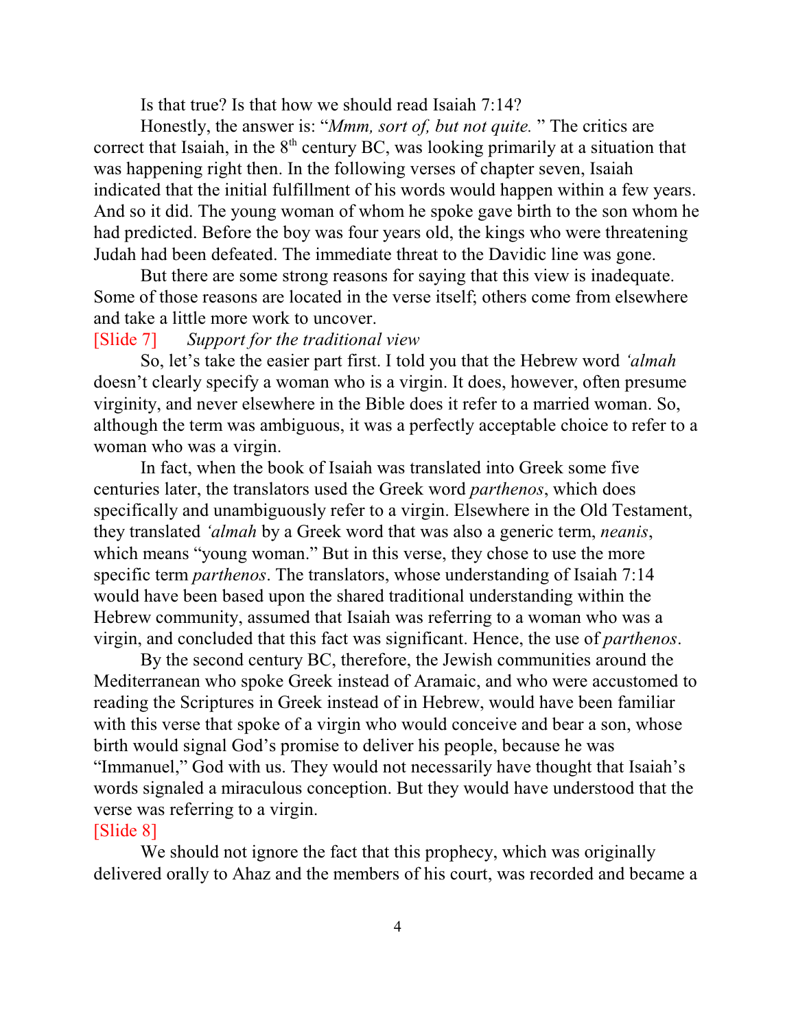Is that true? Is that how we should read Isaiah 7:14?

Honestly, the answer is: "*Mmm, sort of, but not quite.*" The critics are correct that Isaiah, in the 8th century BC, was looking primarily at a situation that was happening right then. In the following verses of chapter seven, Isaiah indicated that the initial fulfillment of his words would happen within a few years. And so it did. The young woman of whom he spoke gave birth to the son whom he had predicted. Before the boy was four years old, the kings who were threatening Judah had been defeated. The immediate threat to the Davidic line was gone.

But there are some strong reasons for saying that this view is inadequate. Some of those reasons are located in the verse itself; others come from elsewhere and take a little more work to uncover.

[Slide 7] *Support for the traditional view*

So, let's take the easier part first. I told you that the Hebrew word *'almah* doesn't clearly specify a woman who is a virgin. It does, however, often presume virginity, and never elsewhere in the Bible does it refer to a married woman. So, although the term was ambiguous, it was a perfectly acceptable choice to refer to a woman who was a virgin.

In fact, when the book of Isaiah was translated into Greek some five centuries later, the translators used the Greek word *parthenos*, which does specifically and unambiguously refer to a virgin. Elsewhere in the Old Testament, they translated *'almah* by a Greek word that was also a generic term, *neanis*, which means "young woman." But in this verse, they chose to use the more specific term *parthenos*. The translators, whose understanding of Isaiah 7:14 would have been based upon the shared traditional understanding within the Hebrew community, assumed that Isaiah was referring to a woman who was a virgin, and concluded that this fact was significant. Hence, the use of *parthenos*.

By the second century BC, therefore, the Jewish communities around the Mediterranean who spoke Greek instead of Aramaic, and who were accustomed to reading the Scriptures in Greek instead of in Hebrew, would have been familiar with this verse that spoke of a virgin who would conceive and bear a son, whose birth would signal God's promise to deliver his people, because he was "Immanuel," God with us. They would not necessarily have thought that Isaiah's words signaled a miraculous conception. But they would have understood that the verse was referring to a virgin.

[Slide 8]

We should not ignore the fact that this prophecy, which was originally delivered orally to Ahaz and the members of his court, was recorded and became a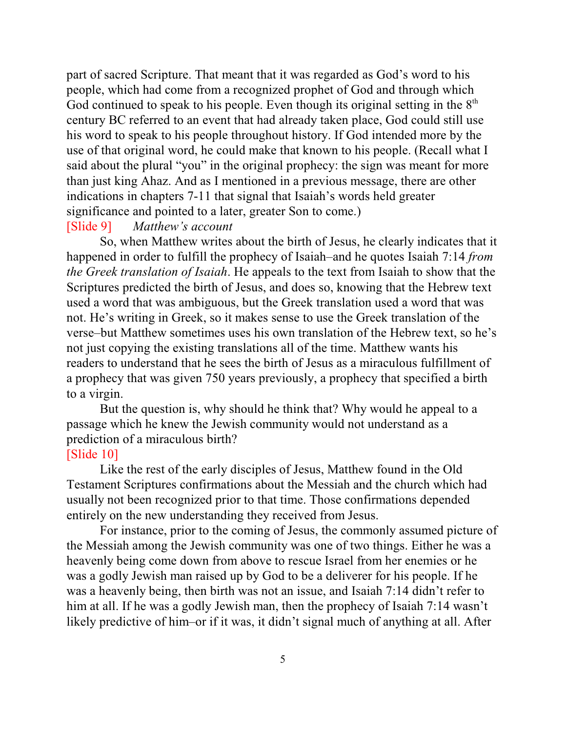part of sacred Scripture. That meant that it was regarded as God's word to his people, which had come from a recognized prophet of God and through which God continued to speak to his people. Even though its original setting in the 8th century BC referred to an event that had already taken place, God could still use his word to speak to his people throughout history. If God intended more by the use of that original word, he could make that known to his people. (Recall what I said about the plural "you" in the original prophecy: the sign was meant for more than just king Ahaz. And as I mentioned in a previous message, there are other indications in chapters 7-11 that signal that Isaiah's words held greater significance and pointed to a later, greater Son to come.)

[Slide 9] *Matthew's account*

So, when Matthew writes about the birth of Jesus, he clearly indicates that it happened in order to fulfill the prophecy of Isaiah–and he quotes Isaiah 7:14 *from the Greek translation of Isaiah*. He appeals to the text from Isaiah to show that the Scriptures predicted the birth of Jesus, and does so, knowing that the Hebrew text used a word that was ambiguous, but the Greek translation used a word that was not. He's writing in Greek, so it makes sense to use the Greek translation of the verse–but Matthew sometimes uses his own translation of the Hebrew text, so he's not just copying the existing translations all of the time. Matthew wants his readers to understand that he sees the birth of Jesus as a miraculous fulfillment of a prophecy that was given 750 years previously, a prophecy that specified a birth to a virgin.

But the question is, why should he think that? Why would he appeal to a passage which he knew the Jewish community would not understand as a prediction of a miraculous birth?

[Slide 10]

Like the rest of the early disciples of Jesus, Matthew found in the Old Testament Scriptures confirmations about the Messiah and the church which had usually not been recognized prior to that time. Those confirmations depended entirely on the new understanding they received from Jesus.

For instance, prior to the coming of Jesus, the commonly assumed picture of the Messiah among the Jewish community was one of two things. Either he was a heavenly being come down from above to rescue Israel from her enemies or he was a godly Jewish man raised up by God to be a deliverer for his people. If he was a heavenly being, then birth was not an issue, and Isaiah 7:14 didn't refer to him at all. If he was a godly Jewish man, then the prophecy of Isaiah 7:14 wasn't likely predictive of him–or if it was, it didn't signal much of anything at all. After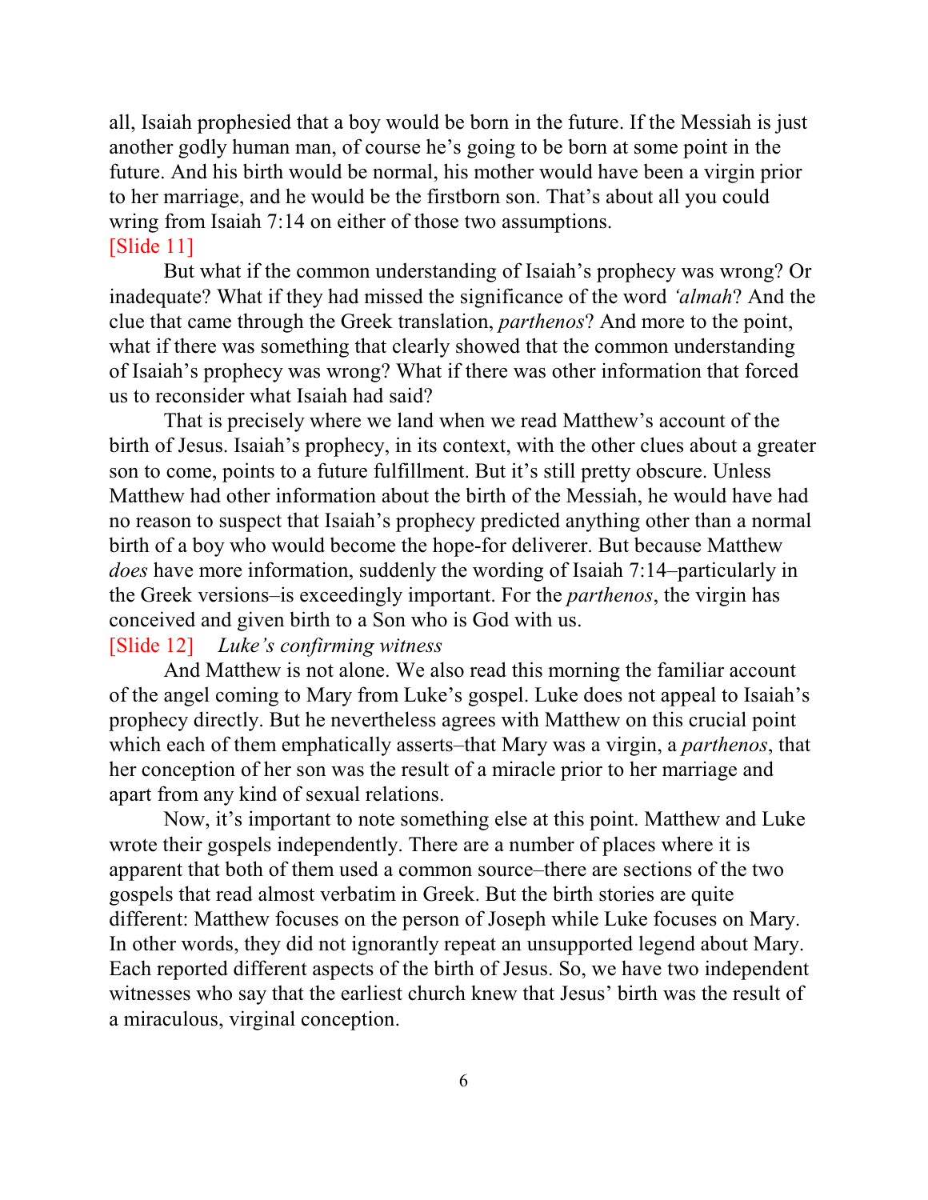all, Isaiah prophesied that a boy would be born in the future. If the Messiah is just another godly human man, of course he's going to be born at some point in the future. And his birth would be normal, his mother would have been a virgin prior to her marriage, and he would be the firstborn son. That's about all you could wring from Isaiah 7:14 on either of those two assumptions.

[Slide 11]

But what if the common understanding of Isaiah's prophecy was wrong? Or inadequate? What if they had missed the significance of the word *'almah*? And the clue that came through the Greek translation, *parthenos*? And more to the point, what if there was something that clearly showed that the common understanding of Isaiah's prophecy was wrong? What if there was other information that forced us to reconsider what Isaiah had said?

That is precisely where we land when we read Matthew's account of the birth of Jesus. Isaiah's prophecy, in its context, with the other clues about a greater son to come, points to a future fulfillment. But it's still pretty obscure. Unless Matthew had other information about the birth of the Messiah, he would have had no reason to suspect that Isaiah's prophecy predicted anything other than a normal birth of a boy who would become the hope-for deliverer. But because Matthew *does* have more information, suddenly the wording of Isaiah 7:14–particularly in the Greek versions–is exceedingly important. For the *parthenos*, the virgin has conceived and given birth to a Son who is God with us.

[Slide 12] *Luke's confirming witness*

And Matthew is not alone. We also read this morning the familiar account of the angel coming to Mary from Luke's gospel. Luke does not appeal to Isaiah's prophecy directly. But he nevertheless agrees with Matthew on this crucial point which each of them emphatically asserts–that Mary was a virgin, a *parthenos*, that her conception of her son was the result of a miracle prior to her marriage and apart from any kind of sexual relations.

Now, it's important to note something else at this point. Matthew and Luke wrote their gospels independently. There are a number of places where it is apparent that both of them used a common source–there are sections of the two gospels that read almost verbatim in Greek. But the birth stories are quite different: Matthew focuses on the person of Joseph while Luke focuses on Mary. In other words, they did not ignorantly repeat an unsupported legend about Mary. Each reported different aspects of the birth of Jesus. So, we have two independent witnesses who say that the earliest church knew that Jesus' birth was the result of a miraculous, virginal conception.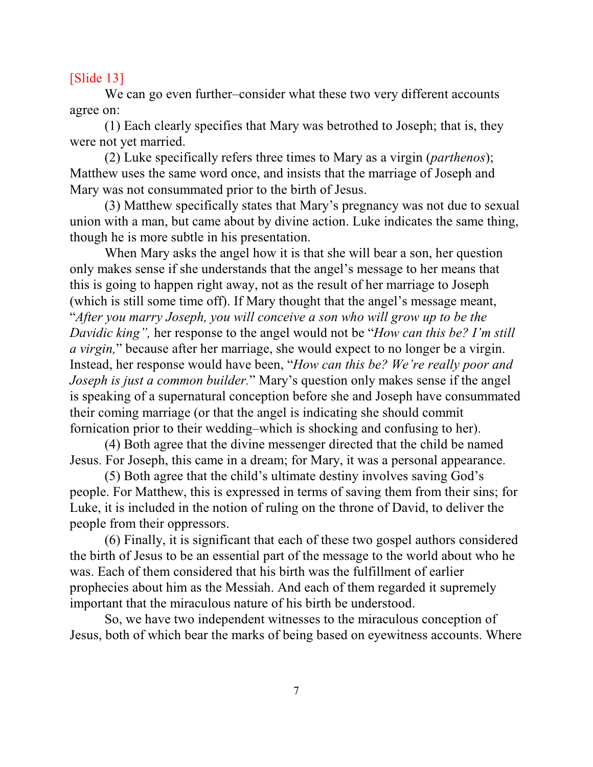[Slide 13]

We can go even further–consider what these two very different accounts agree on:

(1) Each clearly specifies that Mary was betrothed to Joseph; that is, they were not yet married.

(2) Luke specifically refers three times to Mary as a virgin (*parthenos*); Matthew uses the same word once, and insists that the marriage of Joseph and Mary was not consummated prior to the birth of Jesus.

(3) Matthew specifically states that Mary's pregnancy was not due to sexual union with a man, but came about by divine action. Luke indicates the same thing, though he is more subtle in his presentation.

When Mary asks the angel how it is that she will bear a son, her question only makes sense if she understands that the angel's message to her means that this is going to happen right away, not as the result of her marriage to Joseph (which is still some time off). If Mary thought that the angel's message meant, "*After you marry Joseph, you will conceive a son who will grow up to be the Davidic king",* her response to the angel would not be "*How can this be? I'm still a virgin,*" because after her marriage, she would expect to no longer be a virgin. Instead, her response would have been, "*How can this be? We're really poor and Joseph is just a common builder.*" Mary's question only makes sense if the angel is speaking of a supernatural conception before she and Joseph have consummated their coming marriage (or that the angel is indicating she should commit fornication prior to their wedding–which is shocking and confusing to her).

(4) Both agree that the divine messenger directed that the child be named Jesus. For Joseph, this came in a dream; for Mary, it was a personal appearance.

(5) Both agree that the child's ultimate destiny involves saving God's people. For Matthew, this is expressed in terms of saving them from their sins; for Luke, it is included in the notion of ruling on the throne of David, to deliver the people from their oppressors.

(6) Finally, it is significant that each of these two gospel authors considered the birth of Jesus to be an essential part of the message to the world about who he was. Each of them considered that his birth was the fulfillment of earlier prophecies about him as the Messiah. And each of them regarded it supremely important that the miraculous nature of his birth be understood.

So, we have two independent witnesses to the miraculous conception of Jesus, both of which bear the marks of being based on eyewitness accounts. Where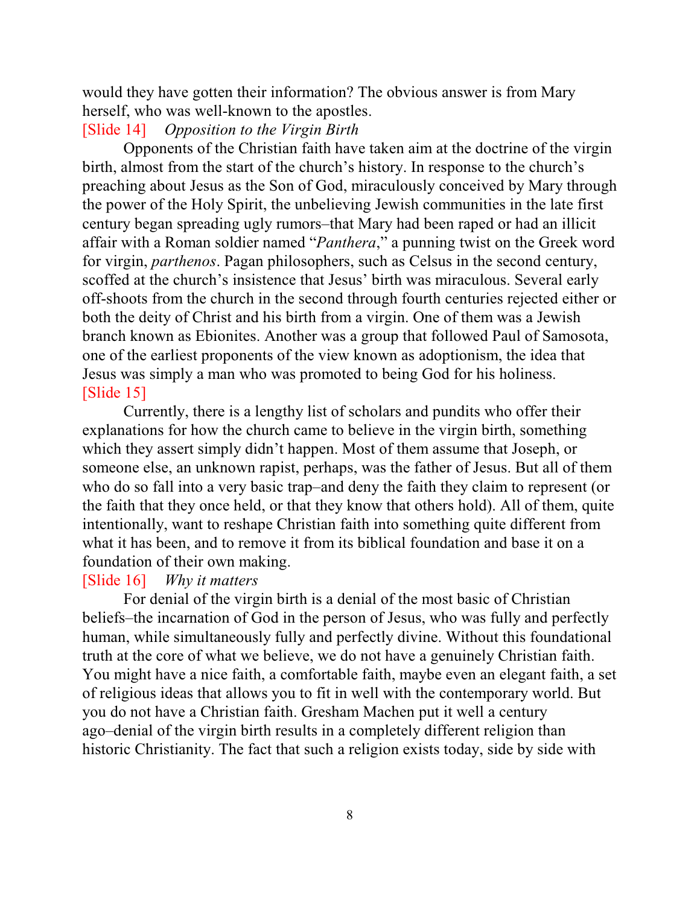would they have gotten their information? The obvious answer is from Mary herself, who was well-known to the apostles.

[Slide 14]    *Opposition to the Virgin Birth*

Opponents of the Christian faith have taken aim at the doctrine of the virgin birth, almost from the start of the church's history. In response to the church's preaching about Jesus as the Son of God, miraculously conceived by Mary through the power of the Holy Spirit, the unbelieving Jewish communities in the late first century began spreading ugly rumors–that Mary had been raped or had an illicit affair with a Roman soldier named "*Panthera*," a punning twist on the Greek word for virgin, *parthenos*. Pagan philosophers, such as Celsus in the second century, scoffed at the church's insistence that Jesus' birth was miraculous. Several early off-shoots from the church in the second through fourth centuries rejected either or both the deity of Christ and his birth from a virgin. One of them was a Jewish branch known as Ebionites. Another was a group that followed Paul of Samosota, one of the earliest proponents of the view known as adoptionism, the idea that Jesus was simply a man who was promoted to being God for his holiness.

[Slide 15]

Currently, there is a lengthy list of scholars and pundits who offer their explanations for how the church came to believe in the virgin birth, something which they assert simply didn't happen. Most of them assume that Joseph, or someone else, an unknown rapist, perhaps, was the father of Jesus. But all of them who do so fall into a very basic trap–and deny the faith they claim to represent (or the faith that they once held, or that they know that others hold). All of them, quite intentionally, want to reshape Christian faith into something quite different from what it has been, and to remove it from its biblical foundation and base it on a foundation of their own making.

[Slide 16]    *Why it matters*

For denial of the virgin birth is a denial of the most basic of Christian beliefs–the incarnation of God in the person of Jesus, who was fully and perfectly human, while simultaneously fully and perfectly divine. Without this foundational truth at the core of what we believe, we do not have a genuinely Christian faith. You might have a nice faith, a comfortable faith, maybe even an elegant faith, a set of religious ideas that allows you to fit in well with the contemporary world. But you do not have a Christian faith. Gresham Machen put it well a century ago–denial of the virgin birth results in a completely different religion than historic Christianity. The fact that such a religion exists today, side by side with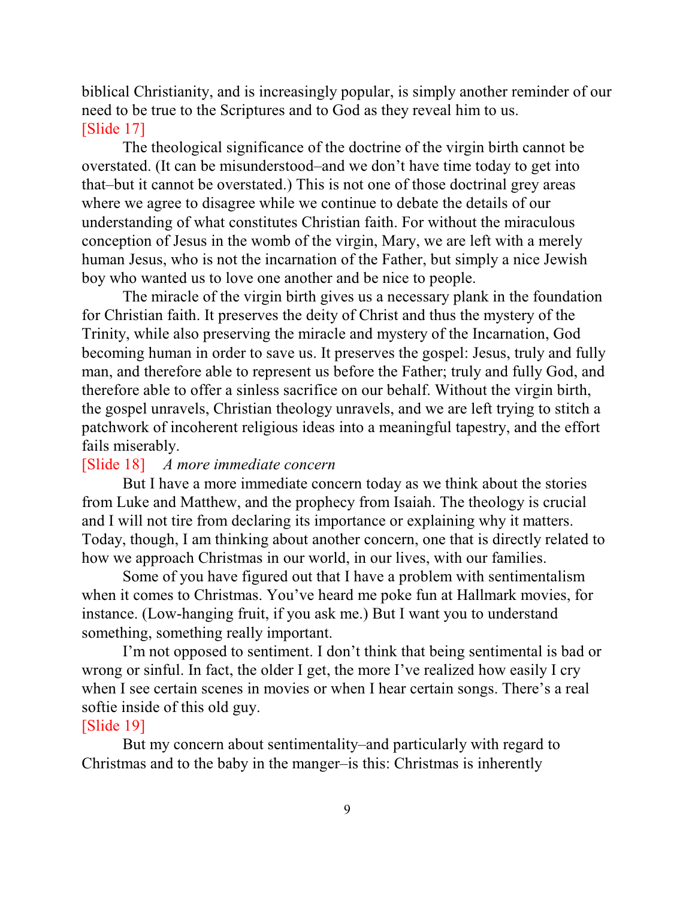biblical Christianity, and is increasingly popular, is simply another reminder of our need to be true to the Scriptures and to God as they reveal him to us.

[Slide 17]

The theological significance of the doctrine of the virgin birth cannot be overstated. (It can be misunderstood–and we don't have time today to get into that–but it cannot be overstated.) This is not one of those doctrinal grey areas where we agree to disagree while we continue to debate the details of our understanding of what constitutes Christian faith. For without the miraculous conception of Jesus in the womb of the virgin, Mary, we are left with a merely human Jesus, who is not the incarnation of the Father, but simply a nice Jewish boy who wanted us to love one another and be nice to people.

The miracle of the virgin birth gives us a necessary plank in the foundation for Christian faith. It preserves the deity of Christ and thus the mystery of the Trinity, while also preserving the miracle and mystery of the Incarnation, God becoming human in order to save us. It preserves the gospel: Jesus, truly and fully man, and therefore able to represent us before the Father; truly and fully God, and therefore able to offer a sinless sacrifice on our behalf. Without the virgin birth, the gospel unravels, Christian theology unravels, and we are left trying to stitch a patchwork of incoherent religious ideas into a meaningful tapestry, and the effort fails miserably.

[Slide 18] *A more immediate concern*

But I have a more immediate concern today as we think about the stories from Luke and Matthew, and the prophecy from Isaiah. The theology is crucial and I will not tire from declaring its importance or explaining why it matters. Today, though, I am thinking about another concern, one that is directly related to how we approach Christmas in our world, in our lives, with our families.

Some of you have figured out that I have a problem with sentimentalism when it comes to Christmas. You've heard me poke fun at Hallmark movies, for instance. (Low-hanging fruit, if you ask me.) But I want you to understand something, something really important.

I'm not opposed to sentiment. I don't think that being sentimental is bad or wrong or sinful. In fact, the older I get, the more I've realized how easily I cry when I see certain scenes in movies or when I hear certain songs. There's a real softie inside of this old guy.

[Slide 19]

But my concern about sentimentality–and particularly with regard to Christmas and to the baby in the manger–is this: Christmas is inherently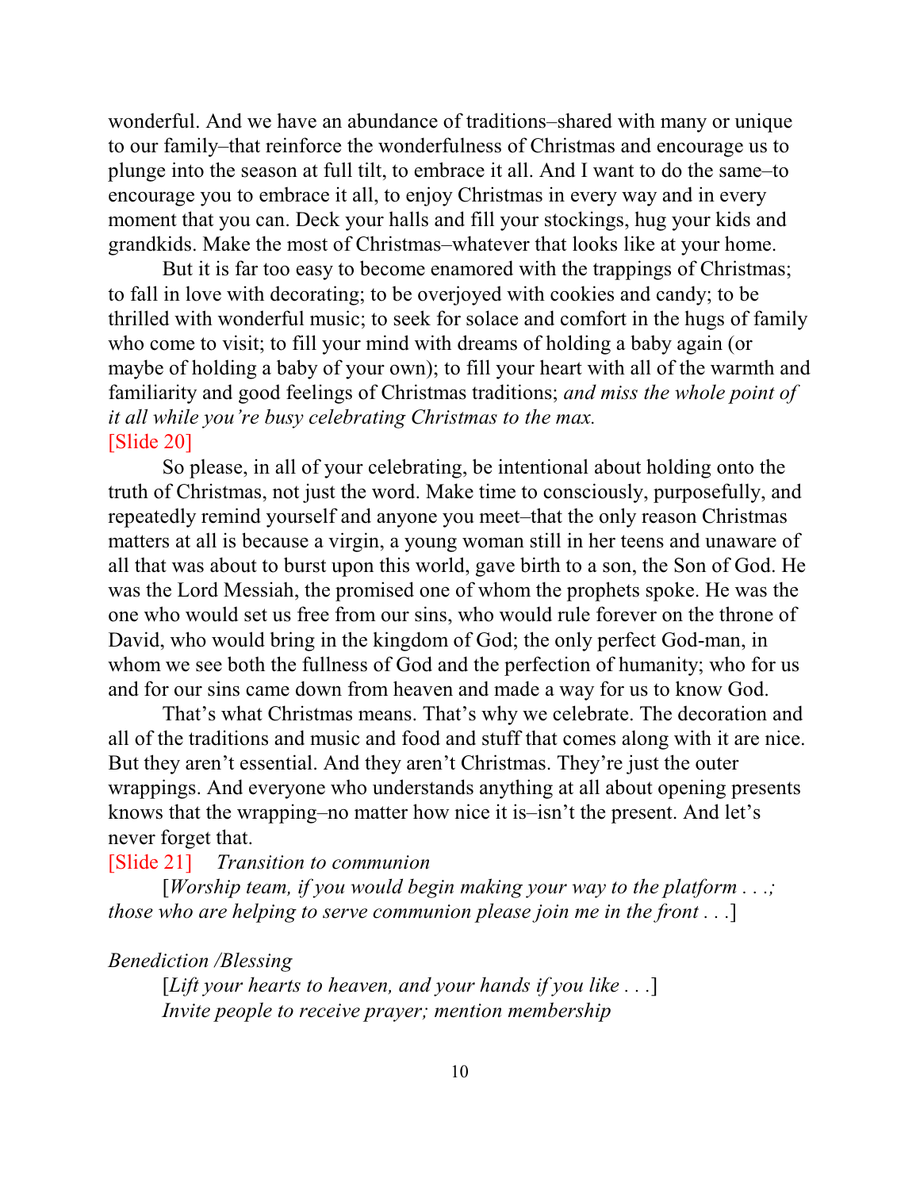wonderful. And we have an abundance of traditions–shared with many or unique to our family–that reinforce the wonderfulness of Christmas and encourage us to plunge into the season at full tilt, to embrace it all. And I want to do the same–to encourage you to embrace it all, to enjoy Christmas in every way and in every moment that you can. Deck your halls and fill your stockings, hug your kids and grandkids. Make the most of Christmas–whatever that looks like at your home.

But it is far too easy to become enamored with the trappings of Christmas; to fall in love with decorating; to be overjoyed with cookies and candy; to be thrilled with wonderful music; to seek for solace and comfort in the hugs of family who come to visit; to fill your mind with dreams of holding a baby again (or maybe of holding a baby of your own); to fill your heart with all of the warmth and familiarity and good feelings of Christmas traditions; *and miss the whole point of it all while you're busy celebrating Christmas to the max.*

[Slide 20]

So please, in all of your celebrating, be intentional about holding onto the truth of Christmas, not just the word. Make time to consciously, purposefully, and repeatedly remind yourself and anyone you meet–that the only reason Christmas matters at all is because a virgin, a young woman still in her teens and unaware of all that was about to burst upon this world, gave birth to a son, the Son of God. He was the Lord Messiah, the promised one of whom the prophets spoke. He was the one who would set us free from our sins, who would rule forever on the throne of David, who would bring in the kingdom of God; the only perfect God-man, in whom we see both the fullness of God and the perfection of humanity; who for us and for our sins came down from heaven and made a way for us to know God.

That's what Christmas means. That's why we celebrate. The decoration and all of the traditions and music and food and stuff that comes along with it are nice. But they aren't essential. And they aren't Christmas. They're just the outer wrappings. And everyone who understands anything at all about opening presents knows that the wrapping–no matter how nice it is–isn't the present. And let's never forget that.

[Slide 21] *Transition to communion*

[*Worship team, if you would begin making your way to the platform . . .; those who are helping to serve communion please join me in the front . . .*]

*Benediction /Blessing*

[*Lift your hearts to heaven, and your hands if you like . . .*]
*Invite people to receive prayer; mention membership*